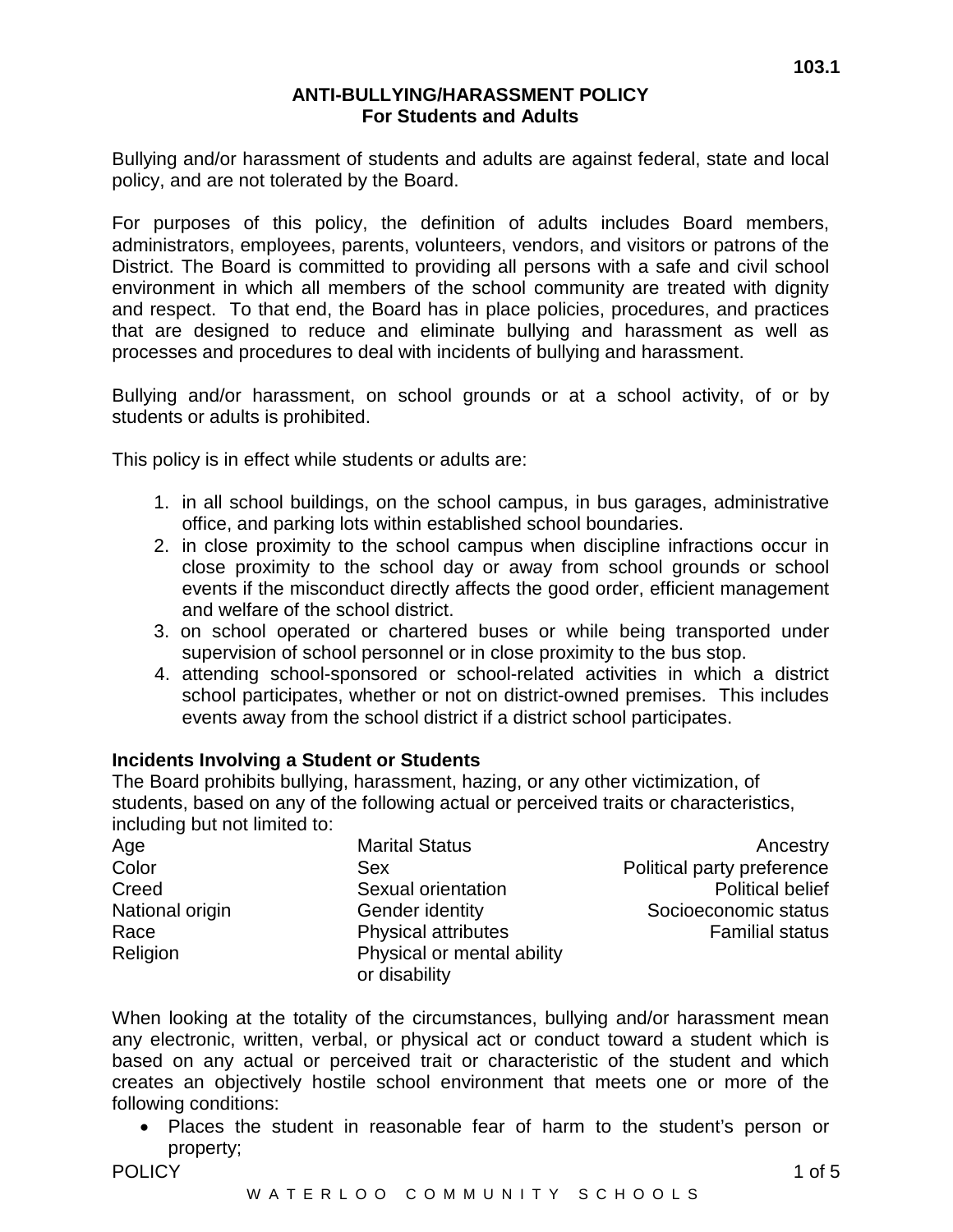103.1

# ANTI-BULLYING/HARASSMENT POLICY
## For Students and Adults

Bullying and/or harassment of students and adults are against federal, state and local policy, and are not tolerated by the Board.

For purposes of this policy, the definition of adults includes Board members, administrators, employees, parents, volunteers, vendors, and visitors or patrons of the District. The Board is committed to providing all persons with a safe and civil school environment in which all members of the school community are treated with dignity and respect. To that end, the Board has in place policies, procedures, and practices that are designed to reduce and eliminate bullying and harassment as well as processes and procedures to deal with incidents of bullying and harassment.

Bullying and/or harassment, on school grounds or at a school activity, of or by students or adults is prohibited.

This policy is in effect while students or adults are:

1. in all school buildings, on the school campus, in bus garages, administrative office, and parking lots within established school boundaries.
2. in close proximity to the school campus when discipline infractions occur in close proximity to the school day or away from school grounds or school events if the misconduct directly affects the good order, efficient management and welfare of the school district.
3. on school operated or chartered buses or while being transported under supervision of school personnel or in close proximity to the bus stop.
4. attending school-sponsored or school-related activities in which a district school participates, whether or not on district-owned premises. This includes events away from the school district if a district school participates.

**Incidents Involving a Student or Students**

The Board prohibits bullying, harassment, hazing, or any other victimization, of students, based on any of the following actual or perceived traits or characteristics, including but not limited to:

| | | |
|---|---|---|
| Age | Marital Status | Ancestry |
| Color | Sex | Political party preference |
| Creed | Sexual orientation | Political belief |
| National origin | Gender identity | Socioeconomic status |
| Race | Physical attributes | Familial status |
| Religion | Physical or mental ability or disability | |

When looking at the totality of the circumstances, bullying and/or harassment mean any electronic, written, verbal, or physical act or conduct toward a student which is based on any actual or perceived trait or characteristic of the student and which creates an objectively hostile school environment that meets one or more of the following conditions:

- Places the student in reasonable fear of harm to the student's person or property;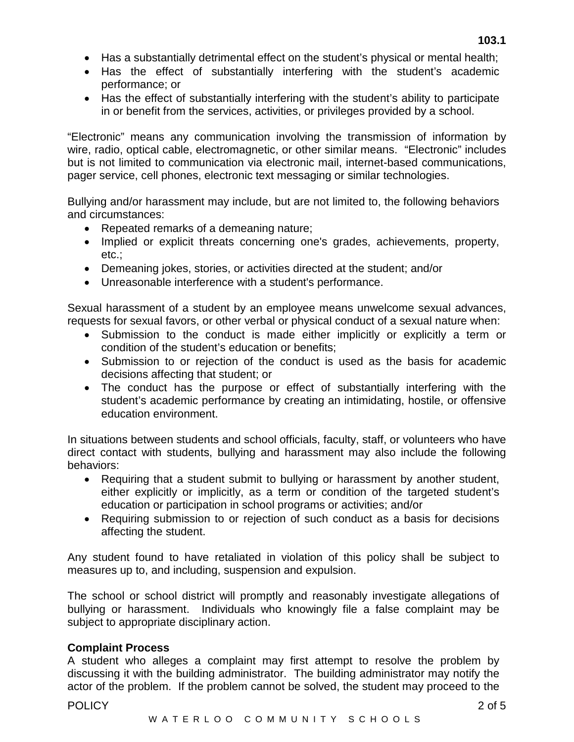- Has a substantially detrimental effect on the student's physical or mental health;
- Has the effect of substantially interfering with the student's academic performance; or
- Has the effect of substantially interfering with the student's ability to participate in or benefit from the services, activities, or privileges provided by a school.

"Electronic" means any communication involving the transmission of information by wire, radio, optical cable, electromagnetic, or other similar means. "Electronic" includes but is not limited to communication via electronic mail, internet-based communications, pager service, cell phones, electronic text messaging or similar technologies.

Bullying and/or harassment may include, but are not limited to, the following behaviors and circumstances:

- Repeated remarks of a demeaning nature;
- Implied or explicit threats concerning one's grades, achievements, property, etc.;
- Demeaning jokes, stories, or activities directed at the student; and/or
- Unreasonable interference with a student's performance.

Sexual harassment of a student by an employee means unwelcome sexual advances, requests for sexual favors, or other verbal or physical conduct of a sexual nature when:

- Submission to the conduct is made either implicitly or explicitly a term or condition of the student's education or benefits;
- Submission to or rejection of the conduct is used as the basis for academic decisions affecting that student; or
- The conduct has the purpose or effect of substantially interfering with the student's academic performance by creating an intimidating, hostile, or offensive education environment.

In situations between students and school officials, faculty, staff, or volunteers who have direct contact with students, bullying and harassment may also include the following behaviors:

- Requiring that a student submit to bullying or harassment by another student, either explicitly or implicitly, as a term or condition of the targeted student's education or participation in school programs or activities; and/or
- Requiring submission to or rejection of such conduct as a basis for decisions affecting the student.

Any student found to have retaliated in violation of this policy shall be subject to measures up to, and including, suspension and expulsion.

The school or school district will promptly and reasonably investigate allegations of bullying or harassment. Individuals who knowingly file a false complaint may be subject to appropriate disciplinary action.

**Complaint Process**

A student who alleges a complaint may first attempt to resolve the problem by discussing it with the building administrator. The building administrator may notify the actor of the problem. If the problem cannot be solved, the student may proceed to the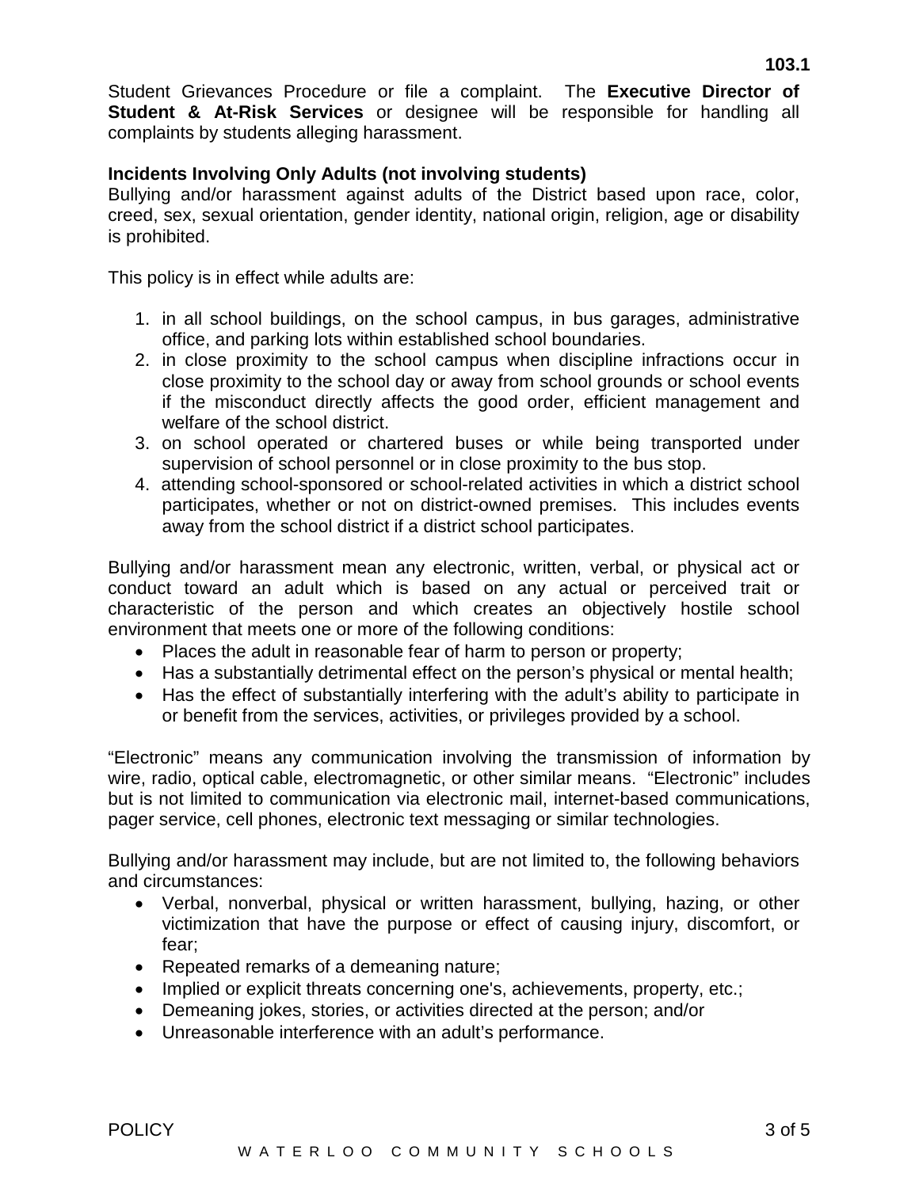Student Grievances Procedure or file a complaint. The **Executive Director of Student & At-Risk Services** or designee will be responsible for handling all complaints by students alleging harassment.

**Incidents Involving Only Adults (not involving students)**

Bullying and/or harassment against adults of the District based upon race, color, creed, sex, sexual orientation, gender identity, national origin, religion, age or disability is prohibited.

This policy is in effect while adults are:

1. in all school buildings, on the school campus, in bus garages, administrative office, and parking lots within established school boundaries.
2. in close proximity to the school campus when discipline infractions occur in close proximity to the school day or away from school grounds or school events if the misconduct directly affects the good order, efficient management and welfare of the school district.
3. on school operated or chartered buses or while being transported under supervision of school personnel or in close proximity to the bus stop.
4. attending school-sponsored or school-related activities in which a district school participates, whether or not on district-owned premises. This includes events away from the school district if a district school participates.

Bullying and/or harassment mean any electronic, written, verbal, or physical act or conduct toward an adult which is based on any actual or perceived trait or characteristic of the person and which creates an objectively hostile school environment that meets one or more of the following conditions:

- Places the adult in reasonable fear of harm to person or property;
- Has a substantially detrimental effect on the person's physical or mental health;
- Has the effect of substantially interfering with the adult's ability to participate in or benefit from the services, activities, or privileges provided by a school.

"Electronic" means any communication involving the transmission of information by wire, radio, optical cable, electromagnetic, or other similar means. "Electronic" includes but is not limited to communication via electronic mail, internet-based communications, pager service, cell phones, electronic text messaging or similar technologies.

Bullying and/or harassment may include, but are not limited to, the following behaviors and circumstances:

- Verbal, nonverbal, physical or written harassment, bullying, hazing, or other victimization that have the purpose or effect of causing injury, discomfort, or fear;
- Repeated remarks of a demeaning nature;
- Implied or explicit threats concerning one's, achievements, property, etc.;
- Demeaning jokes, stories, or activities directed at the person; and/or
- Unreasonable interference with an adult's performance.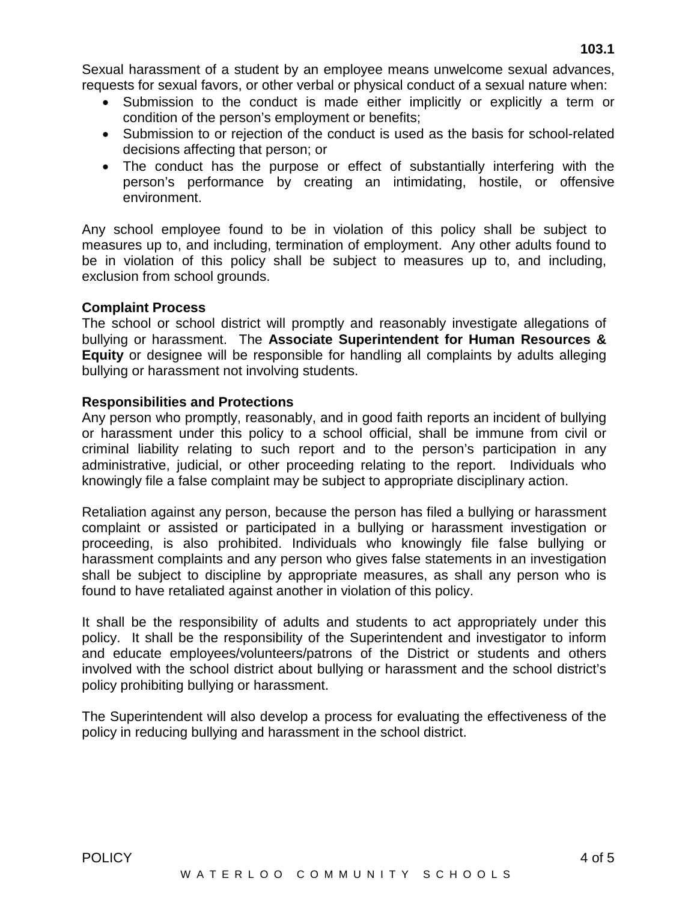Sexual harassment of a student by an employee means unwelcome sexual advances, requests for sexual favors, or other verbal or physical conduct of a sexual nature when:

- Submission to the conduct is made either implicitly or explicitly a term or condition of the person's employment or benefits;
- Submission to or rejection of the conduct is used as the basis for school-related decisions affecting that person; or
- The conduct has the purpose or effect of substantially interfering with the person's performance by creating an intimidating, hostile, or offensive environment.

Any school employee found to be in violation of this policy shall be subject to measures up to, and including, termination of employment. Any other adults found to be in violation of this policy shall be subject to measures up to, and including, exclusion from school grounds.

**Complaint Process**

The school or school district will promptly and reasonably investigate allegations of bullying or harassment. The **Associate Superintendent for Human Resources & Equity** or designee will be responsible for handling all complaints by adults alleging bullying or harassment not involving students.

**Responsibilities and Protections**

Any person who promptly, reasonably, and in good faith reports an incident of bullying or harassment under this policy to a school official, shall be immune from civil or criminal liability relating to such report and to the person's participation in any administrative, judicial, or other proceeding relating to the report. Individuals who knowingly file a false complaint may be subject to appropriate disciplinary action.

Retaliation against any person, because the person has filed a bullying or harassment complaint or assisted or participated in a bullying or harassment investigation or proceeding, is also prohibited. Individuals who knowingly file false bullying or harassment complaints and any person who gives false statements in an investigation shall be subject to discipline by appropriate measures, as shall any person who is found to have retaliated against another in violation of this policy.

It shall be the responsibility of adults and students to act appropriately under this policy. It shall be the responsibility of the Superintendent and investigator to inform and educate employees/volunteers/patrons of the District or students and others involved with the school district about bullying or harassment and the school district's policy prohibiting bullying or harassment.

The Superintendent will also develop a process for evaluating the effectiveness of the policy in reducing bullying and harassment in the school district.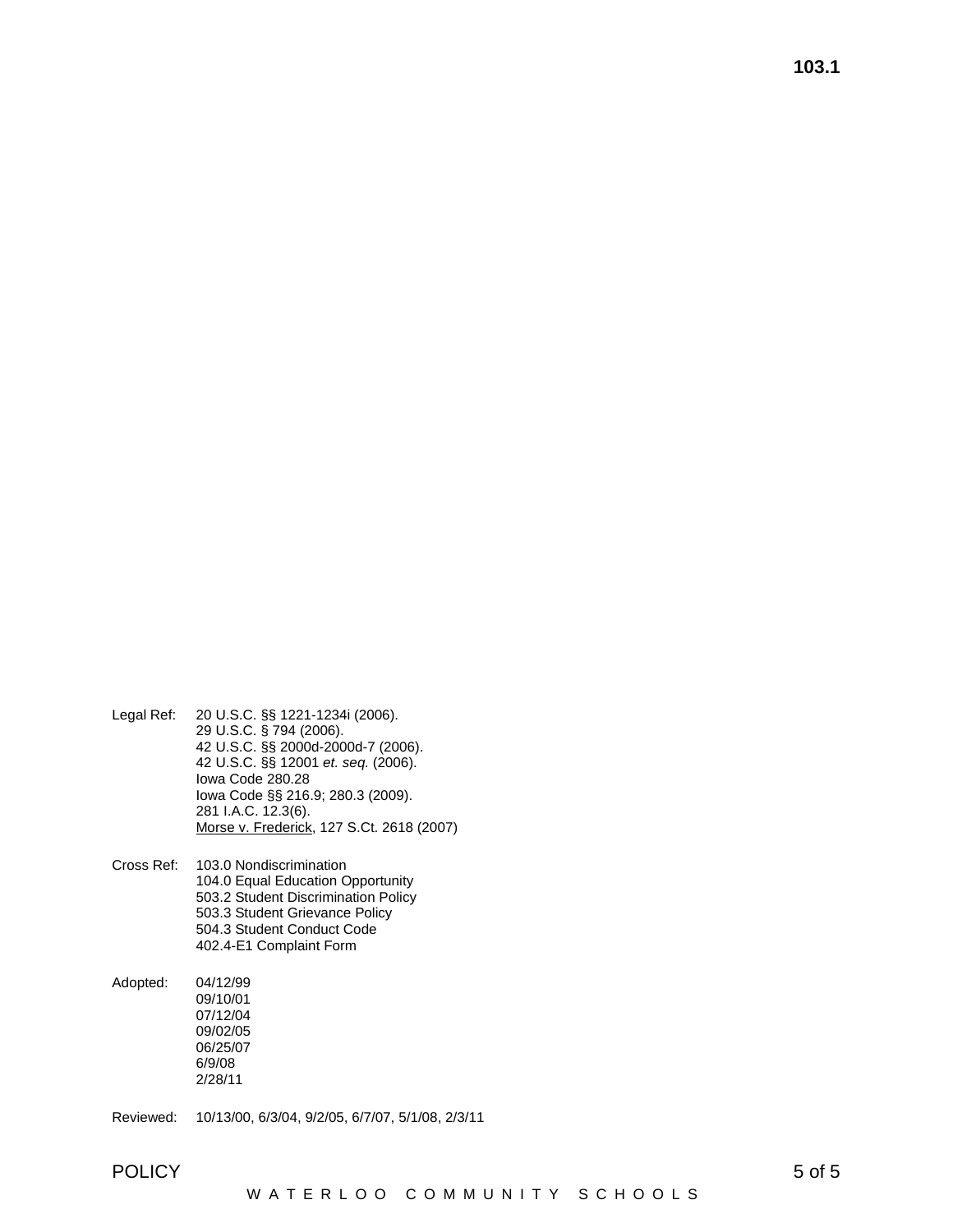Legal Ref:
20 U.S.C. §§ 1221-1234i (2006).
29 U.S.C. § 794 (2006).
42 U.S.C. §§ 2000d-2000d-7 (2006).
42 U.S.C. §§ 12001 *et. seq.* (2006).
Iowa Code 280.28
Iowa Code §§ 216.9; 280.3 (2009).
281 I.A.C. 12.3(6).
Morse v. Frederick, 127 S.Ct. 2618 (2007)

Cross Ref:
103.0 Nondiscrimination
104.0 Equal Education Opportunity
503.2 Student Discrimination Policy
503.3 Student Grievance Policy
504.3 Student Conduct Code
402.4-E1 Complaint Form

Adopted:
04/12/99
09/10/01
07/12/04
09/02/05
06/25/07
6/9/08
2/28/11

Reviewed: 10/13/00, 6/3/04, 9/2/05, 6/7/07, 5/1/08, 2/3/11